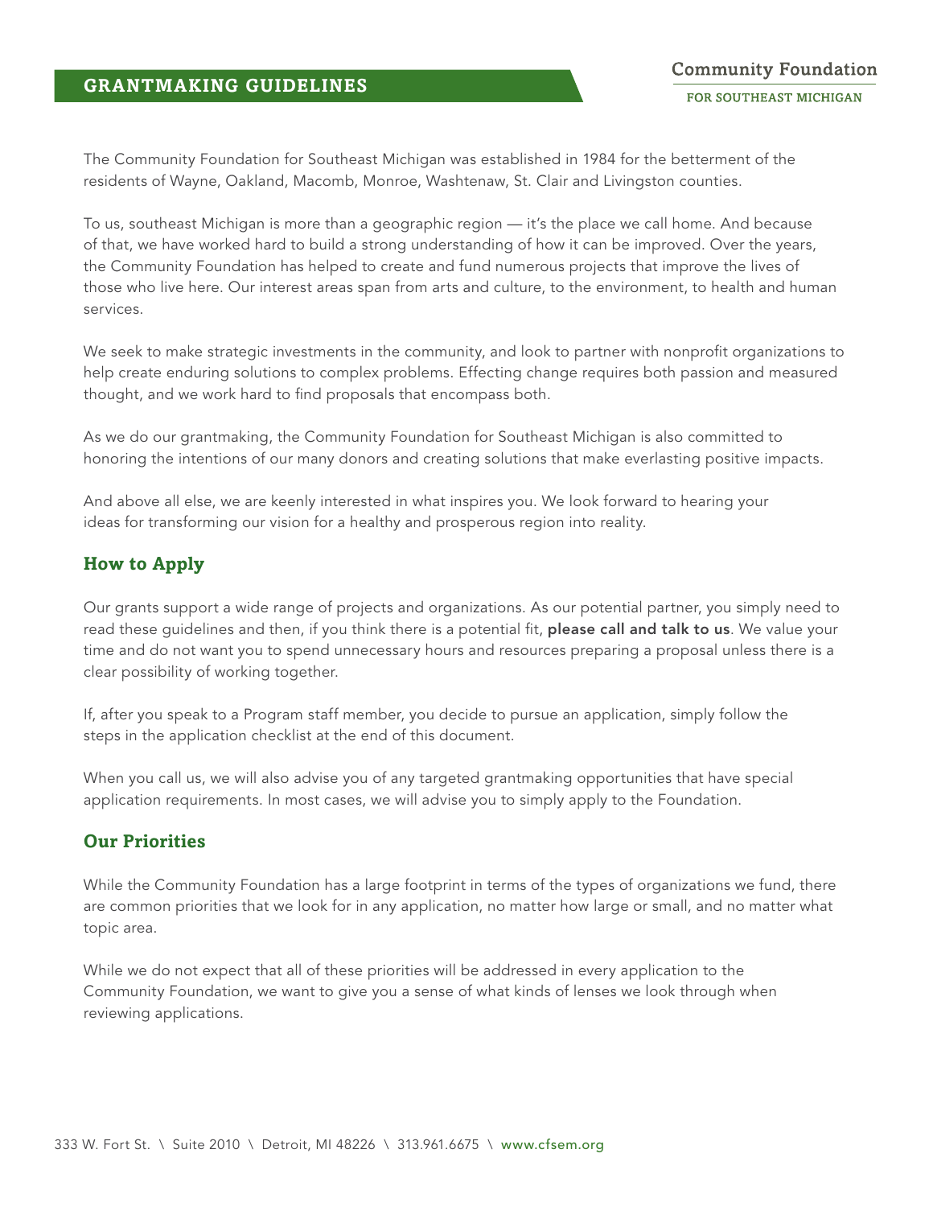# GRANTMAKING GUIDELINES

**Community Foundation**
**FOR SOUTHEAST MICHIGAN**

The Community Foundation for Southeast Michigan was established in 1984 for the betterment of the residents of Wayne, Oakland, Macomb, Monroe, Washtenaw, St. Clair and Livingston counties.

To us, southeast Michigan is more than a geographic region — it's the place we call home. And because of that, we have worked hard to build a strong understanding of how it can be improved. Over the years, the Community Foundation has helped to create and fund numerous projects that improve the lives of those who live here. Our interest areas span from arts and culture, to the environment, to health and human services.

We seek to make strategic investments in the community, and look to partner with nonprofit organizations to help create enduring solutions to complex problems. Effecting change requires both passion and measured thought, and we work hard to find proposals that encompass both.

As we do our grantmaking, the Community Foundation for Southeast Michigan is also committed to honoring the intentions of our many donors and creating solutions that make everlasting positive impacts.

And above all else, we are keenly interested in what inspires you. We look forward to hearing your ideas for transforming our vision for a healthy and prosperous region into reality.

## How to Apply

Our grants support a wide range of projects and organizations. As our potential partner, you simply need to read these guidelines and then, if you think there is a potential fit, **please call and talk to us**. We value your time and do not want you to spend unnecessary hours and resources preparing a proposal unless there is a clear possibility of working together.

If, after you speak to a Program staff member, you decide to pursue an application, simply follow the steps in the application checklist at the end of this document.

When you call us, we will also advise you of any targeted grantmaking opportunities that have special application requirements. In most cases, we will advise you to simply apply to the Foundation.

## Our Priorities

While the Community Foundation has a large footprint in terms of the types of organizations we fund, there are common priorities that we look for in any application, no matter how large or small, and no matter what topic area.

While we do not expect that all of these priorities will be addressed in every application to the Community Foundation, we want to give you a sense of what kinds of lenses we look through when reviewing applications.

333 W. Fort St. \ Suite 2010 \ Detroit, MI 48226 \ 313.961.6675 \ www.cfsem.org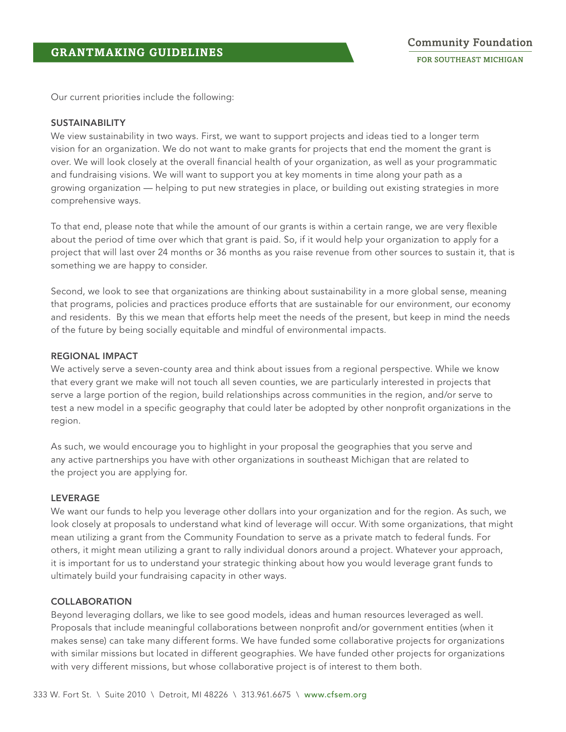Our current priorities include the following:

### SUSTAINABILITY

We view sustainability in two ways. First, we want to support projects and ideas tied to a longer term vision for an organization. We do not want to make grants for projects that end the moment the grant is over. We will look closely at the overall financial health of your organization, as well as your programmatic and fundraising visions. We will want to support you at key moments in time along your path as a growing organization — helping to put new strategies in place, or building out existing strategies in more comprehensive ways.

To that end, please note that while the amount of our grants is within a certain range, we are very flexible about the period of time over which that grant is paid. So, if it would help your organization to apply for a project that will last over 24 months or 36 months as you raise revenue from other sources to sustain it, that is something we are happy to consider.

Second, we look to see that organizations are thinking about sustainability in a more global sense, meaning that programs, policies and practices produce efforts that are sustainable for our environment, our economy and residents. By this we mean that efforts help meet the needs of the present, but keep in mind the needs of the future by being socially equitable and mindful of environmental impacts.

### REGIONAL IMPACT

We actively serve a seven-county area and think about issues from a regional perspective. While we know that every grant we make will not touch all seven counties, we are particularly interested in projects that serve a large portion of the region, build relationships across communities in the region, and/or serve to test a new model in a specific geography that could later be adopted by other nonprofit organizations in the region.

As such, we would encourage you to highlight in your proposal the geographies that you serve and any active partnerships you have with other organizations in southeast Michigan that are related to the project you are applying for.

### LEVERAGE

We want our funds to help you leverage other dollars into your organization and for the region. As such, we look closely at proposals to understand what kind of leverage will occur. With some organizations, that might mean utilizing a grant from the Community Foundation to serve as a private match to federal funds. For others, it might mean utilizing a grant to rally individual donors around a project. Whatever your approach, it is important for us to understand your strategic thinking about how you would leverage grant funds to ultimately build your fundraising capacity in other ways.

### COLLABORATION

Beyond leveraging dollars, we like to see good models, ideas and human resources leveraged as well. Proposals that include meaningful collaborations between nonprofit and/or government entities (when it makes sense) can take many different forms. We have funded some collaborative projects for organizations with similar missions but located in different geographies. We have funded other projects for organizations with very different missions, but whose collaborative project is of interest to them both.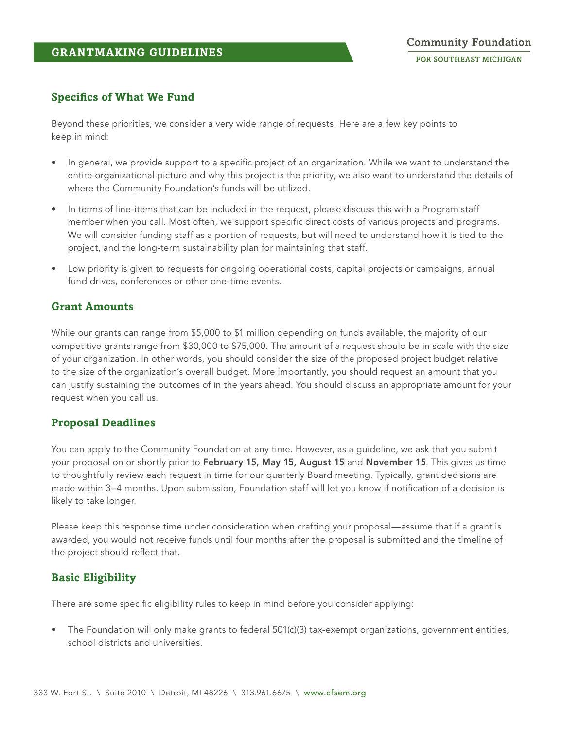## Specifics of What We Fund

Beyond these priorities, we consider a very wide range of requests. Here are a few key points to keep in mind:

- In general, we provide support to a specific project of an organization. While we want to understand the entire organizational picture and why this project is the priority, we also want to understand the details of where the Community Foundation's funds will be utilized.
- In terms of line-items that can be included in the request, please discuss this with a Program staff member when you call. Most often, we support specific direct costs of various projects and programs. We will consider funding staff as a portion of requests, but will need to understand how it is tied to the project, and the long-term sustainability plan for maintaining that staff.
- Low priority is given to requests for ongoing operational costs, capital projects or campaigns, annual fund drives, conferences or other one-time events.

## Grant Amounts

While our grants can range from $5,000 to $1 million depending on funds available, the majority of our competitive grants range from $30,000 to $75,000. The amount of a request should be in scale with the size of your organization. In other words, you should consider the size of the proposed project budget relative to the size of the organization's overall budget. More importantly, you should request an amount that you can justify sustaining the outcomes of in the years ahead. You should discuss an appropriate amount for your request when you call us.

## Proposal Deadlines

You can apply to the Community Foundation at any time. However, as a guideline, we ask that you submit your proposal on or shortly prior to **February 15, May 15, August 15** and **November 15**. This gives us time to thoughtfully review each request in time for our quarterly Board meeting. Typically, grant decisions are made within 3–4 months. Upon submission, Foundation staff will let you know if notification of a decision is likely to take longer.

Please keep this response time under consideration when crafting your proposal—assume that if a grant is awarded, you would not receive funds until four months after the proposal is submitted and the timeline of the project should reflect that.

## Basic Eligibility

There are some specific eligibility rules to keep in mind before you consider applying:

- The Foundation will only make grants to federal 501(c)(3) tax-exempt organizations, government entities, school districts and universities.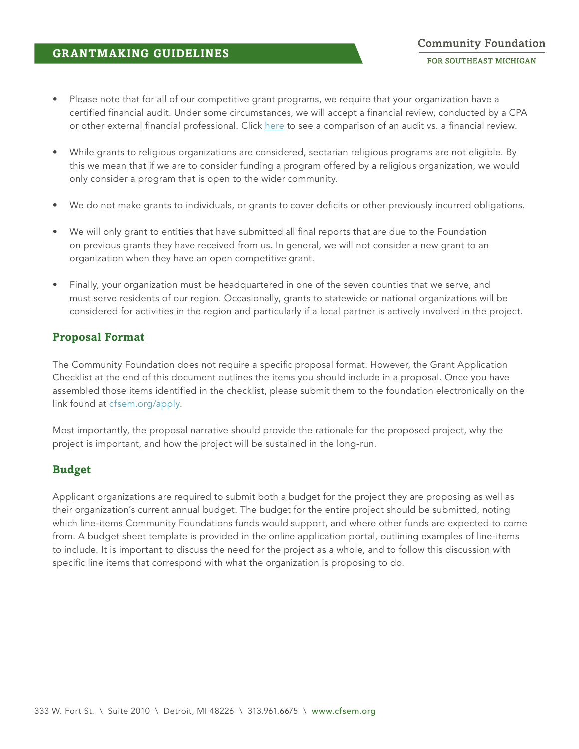- Please note that for all of our competitive grant programs, we require that your organization have a certified financial audit. Under some circumstances, we will accept a financial review, conducted by a CPA or other external financial professional. Click here to see a comparison of an audit vs. a financial review.

- While grants to religious organizations are considered, sectarian religious programs are not eligible. By this we mean that if we are to consider funding a program offered by a religious organization, we would only consider a program that is open to the wider community.

- We do not make grants to individuals, or grants to cover deficits or other previously incurred obligations.

- We will only grant to entities that have submitted all final reports that are due to the Foundation on previous grants they have received from us. In general, we will not consider a new grant to an organization when they have an open competitive grant.

- Finally, your organization must be headquartered in one of the seven counties that we serve, and must serve residents of our region. Occasionally, grants to statewide or national organizations will be considered for activities in the region and particularly if a local partner is actively involved in the project.

## Proposal Format

The Community Foundation does not require a specific proposal format. However, the Grant Application Checklist at the end of this document outlines the items you should include in a proposal. Once you have assembled those items identified in the checklist, please submit them to the foundation electronically on the link found at cfsem.org/apply.

Most importantly, the proposal narrative should provide the rationale for the proposed project, why the project is important, and how the project will be sustained in the long-run.

## Budget

Applicant organizations are required to submit both a budget for the project they are proposing as well as their organization's current annual budget. The budget for the entire project should be submitted, noting which line-items Community Foundations funds would support, and where other funds are expected to come from. A budget sheet template is provided in the online application portal, outlining examples of line-items to include. It is important to discuss the need for the project as a whole, and to follow this discussion with specific line items that correspond with what the organization is proposing to do.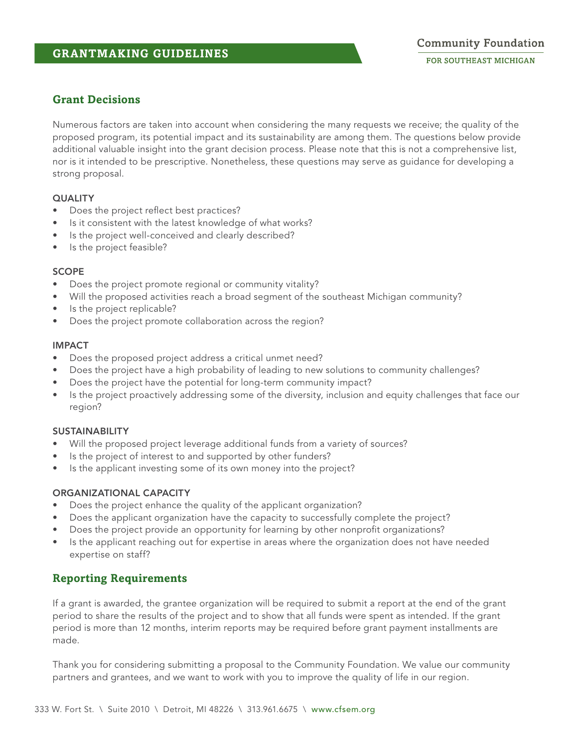## Grant Decisions

Numerous factors are taken into account when considering the many requests we receive; the quality of the proposed program, its potential impact and its sustainability are among them. The questions below provide additional valuable insight into the grant decision process. Please note that this is not a comprehensive list, nor is it intended to be prescriptive. Nonetheless, these questions may serve as guidance for developing a strong proposal.

### QUALITY

- Does the project reflect best practices?
- Is it consistent with the latest knowledge of what works?
- Is the project well-conceived and clearly described?
- Is the project feasible?

### SCOPE

- Does the project promote regional or community vitality?
- Will the proposed activities reach a broad segment of the southeast Michigan community?
- Is the project replicable?
- Does the project promote collaboration across the region?

### IMPACT

- Does the proposed project address a critical unmet need?
- Does the project have a high probability of leading to new solutions to community challenges?
- Does the project have the potential for long-term community impact?
- Is the project proactively addressing some of the diversity, inclusion and equity challenges that face our region?

### SUSTAINABILITY

- Will the proposed project leverage additional funds from a variety of sources?
- Is the project of interest to and supported by other funders?
- Is the applicant investing some of its own money into the project?

### ORGANIZATIONAL CAPACITY

- Does the project enhance the quality of the applicant organization?
- Does the applicant organization have the capacity to successfully complete the project?
- Does the project provide an opportunity for learning by other nonprofit organizations?
- Is the applicant reaching out for expertise in areas where the organization does not have needed expertise on staff?

## Reporting Requirements

If a grant is awarded, the grantee organization will be required to submit a report at the end of the grant period to share the results of the project and to show that all funds were spent as intended. If the grant period is more than 12 months, interim reports may be required before grant payment installments are made.

Thank you for considering submitting a proposal to the Community Foundation. We value our community partners and grantees, and we want to work with you to improve the quality of life in our region.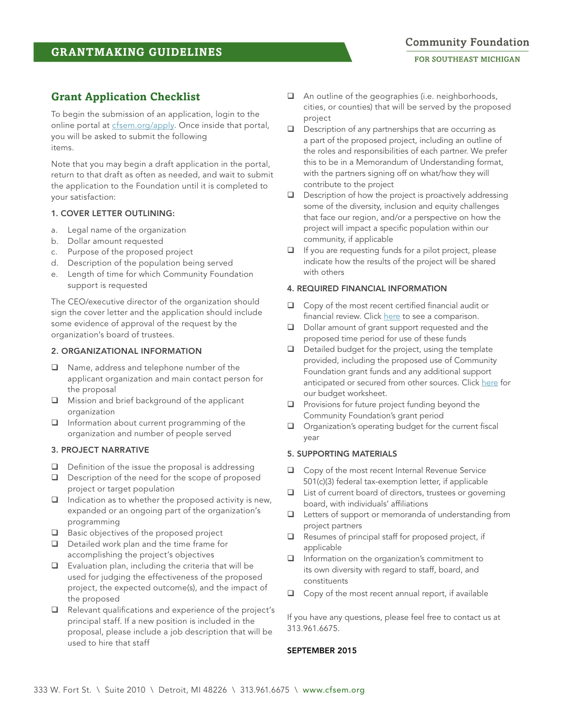## Grant Application Checklist

To begin the submission of an application, login to the online portal at [cfsem.org/apply](cfsem.org/apply). Once inside that portal, you will be asked to submit the following items.

Note that you may begin a draft application in the portal, return to that draft as often as needed, and wait to submit the application to the Foundation until it is completed to your satisfaction:

### 1. COVER LETTER OUTLINING:

a. Legal name of the organization
b. Dollar amount requested
c. Purpose of the proposed project
d. Description of the population being served
e. Length of time for which Community Foundation support is requested

The CEO/executive director of the organization should sign the cover letter and the application should include some evidence of approval of the request by the organization's board of trustees.

### 2. ORGANIZATIONAL INFORMATION

- ❑ Name, address and telephone number of the applicant organization and main contact person for the proposal
- ❑ Mission and brief background of the applicant organization
- ❑ Information about current programming of the organization and number of people served

### 3. PROJECT NARRATIVE

- ❑ Definition of the issue the proposal is addressing
- ❑ Description of the need for the scope of proposed project or target population
- ❑ Indication as to whether the proposed activity is new, expanded or an ongoing part of the organization's programming
- ❑ Basic objectives of the proposed project
- ❑ Detailed work plan and the time frame for accomplishing the project's objectives
- ❑ Evaluation plan, including the criteria that will be used for judging the effectiveness of the proposed project, the expected outcome(s), and the impact of the proposed
- ❑ Relevant qualifications and experience of the project's principal staff. If a new position is included in the proposal, please include a job description that will be used to hire that staff
- ❑ An outline of the geographies (i.e. neighborhoods, cities, or counties) that will be served by the proposed project
- ❑ Description of any partnerships that are occurring as a part of the proposed project, including an outline of the the roles and responsibilities of each partner. We prefer this to be in a Memorandum of Understanding format, with the partners signing off on what/how they will contribute to the project
- ❑ Description of how the project is proactively addressing some of the diversity, inclusion and equity challenges that face our region, and/or a perspective on how the project will impact a specific population within our community, if applicable
- ❑ If you are requesting funds for a pilot project, please indicate how the results of the project will be shared with others

### 4. REQUIRED FINANCIAL INFORMATION

- ❑ Copy of the most recent certified financial audit or financial review. Click here to see a comparison.
- ❑ Dollar amount of grant support requested and the proposed time period for use of these funds
- ❑ Detailed budget for the project, using the template provided, including the proposed use of Community Foundation grant funds and any additional support anticipated or secured from other sources. Click here for our budget worksheet.
- ❑ Provisions for future project funding beyond the Community Foundation's grant period
- ❑ Organization's operating budget for the current fiscal year

### 5. SUPPORTING MATERIALS

- ❑ Copy of the most recent Internal Revenue Service 501(c)(3) federal tax-exemption letter, if applicable
- ❑ List of current board of directors, trustees or governing board, with individuals' affiliations
- ❑ Letters of support or memoranda of understanding from project partners
- ❑ Resumes of principal staff for proposed project, if applicable
- ❑ Information on the organization's commitment to its own diversity with regard to staff, board, and constituents
- ❑ Copy of the most recent annual report, if available

If you have any questions, please feel free to contact us at 313.961.6675.

**SEPTEMBER 2015**